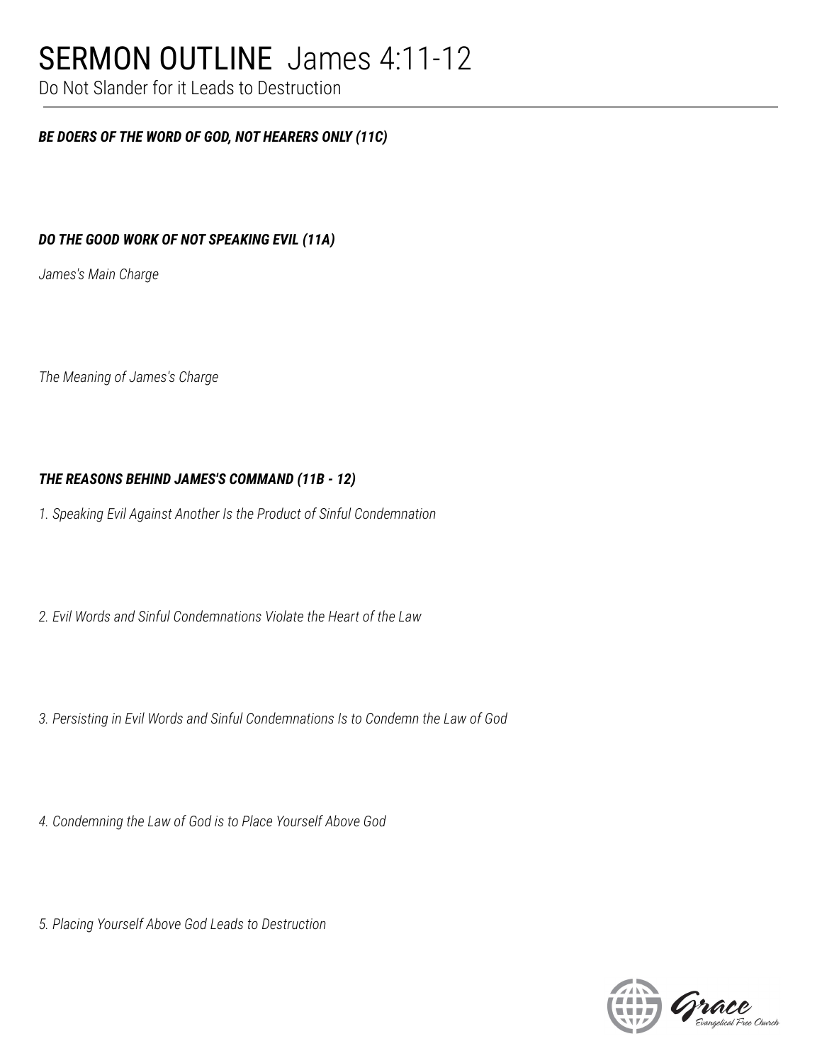# SERMON OUTLINE James 4:11-12

Do Not Slander for it Leads to Destruction

### *BE DOERS OF THE WORD OF GOD, NOT HEARERS ONLY (11C)*

### *DO THE GOOD WORK OF NOT SPEAKING EVIL (11A)*

*James's Main Charge*

*The Meaning of James's Charge*

### *THE REASONS BEHIND JAMES'S COMMAND (11B - 12)*

*1. Speaking Evil Against Another Is the Product of Sinful Condemnation*

*2. Evil Words and Sinful Condemnations Violate the Heart of the Law*

*3. Persisting in Evil Words and Sinful Condemnations Is to Condemn the Law of God*

*4. Condemning the Law of God is to Place Yourself Above God*

*5. Placing Yourself Above God Leads to Destruction*

Grace Evangelical Free Church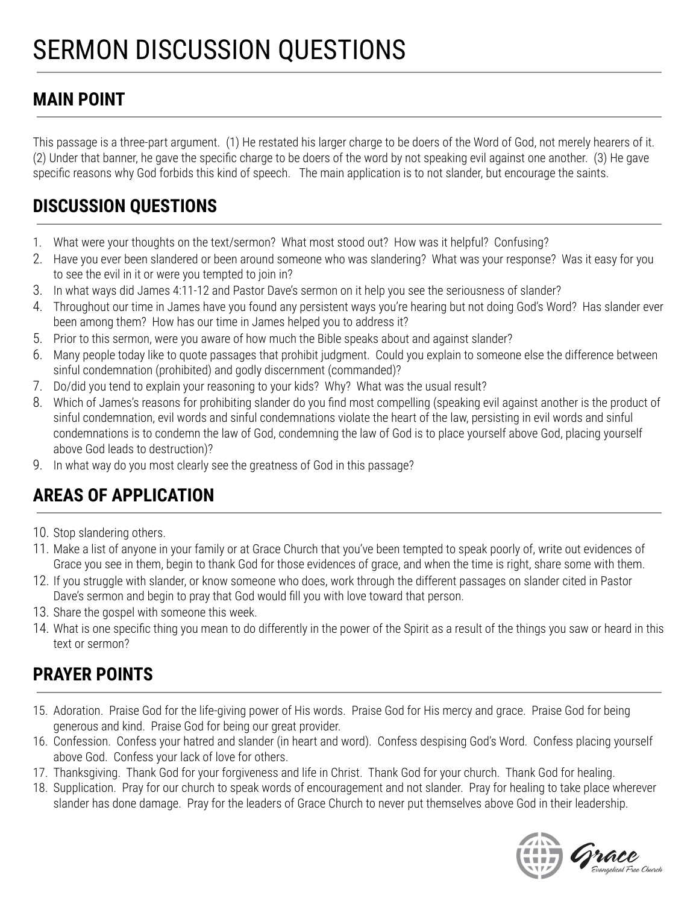# SERMON DISCUSSION QUESTIONS

## MAIN POINT

This passage is a three-part argument. (1) He restated his larger charge to be doers of the Word of God, not merely hearers of it. (2) Under that banner, he gave the specific charge to be doers of the word by not speaking evil against one another. (3) He gave specific reasons why God forbids this kind of speech. The main application is to not slander, but encourage the saints.

## DISCUSSION QUESTIONS

1. What were your thoughts on the text/sermon? What most stood out? How was it helpful? Confusing?
2. Have you ever been slandered or been around someone who was slandering? What was your response? Was it easy for you to see the evil in it or were you tempted to join in?
3. In what ways did James 4:11-12 and Pastor Dave's sermon on it help you see the seriousness of slander?
4. Throughout our time in James have you found any persistent ways you're hearing but not doing God's Word? Has slander ever been among them? How has our time in James helped you to address it?
5. Prior to this sermon, were you aware of how much the Bible speaks about and against slander?
6. Many people today like to quote passages that prohibit judgment. Could you explain to someone else the difference between sinful condemnation (prohibited) and godly discernment (commanded)?
7. Do/did you tend to explain your reasoning to your kids? Why? What was the usual result?
8. Which of James's reasons for prohibiting slander do you find most compelling (speaking evil against another is the product of sinful condemnation, evil words and sinful condemnations violate the heart of the law, persisting in evil words and sinful condemnations is to condemn the law of God, condemning the law of God is to place yourself above God, placing yourself above God leads to destruction)?
9. In what way do you most clearly see the greatness of God in this passage?

## AREAS OF APPLICATION

10. Stop slandering others.
11. Make a list of anyone in your family or at Grace Church that you've been tempted to speak poorly of, write out evidences of Grace you see in them, begin to thank God for those evidences of grace, and when the time is right, share some with them.
12. If you struggle with slander, or know someone who does, work through the different passages on slander cited in Pastor Dave's sermon and begin to pray that God would fill you with love toward that person.
13. Share the gospel with someone this week.
14. What is one specific thing you mean to do differently in the power of the Spirit as a result of the things you saw or heard in this text or sermon?

## PRAYER POINTS

15. Adoration. Praise God for the life-giving power of His words. Praise God for His mercy and grace. Praise God for being generous and kind. Praise God for being our great provider.
16. Confession. Confess your hatred and slander (in heart and word). Confess despising God's Word. Confess placing yourself above God. Confess your lack of love for others.
17. Thanksgiving. Thank God for your forgiveness and life in Christ. Thank God for your church. Thank God for healing.
18. Supplication. Pray for our church to speak words of encouragement and not slander. Pray for healing to take place wherever slander has done damage. Pray for the leaders of Grace Church to never put themselves above God in their leadership.

Grace
Evangelical Free Church